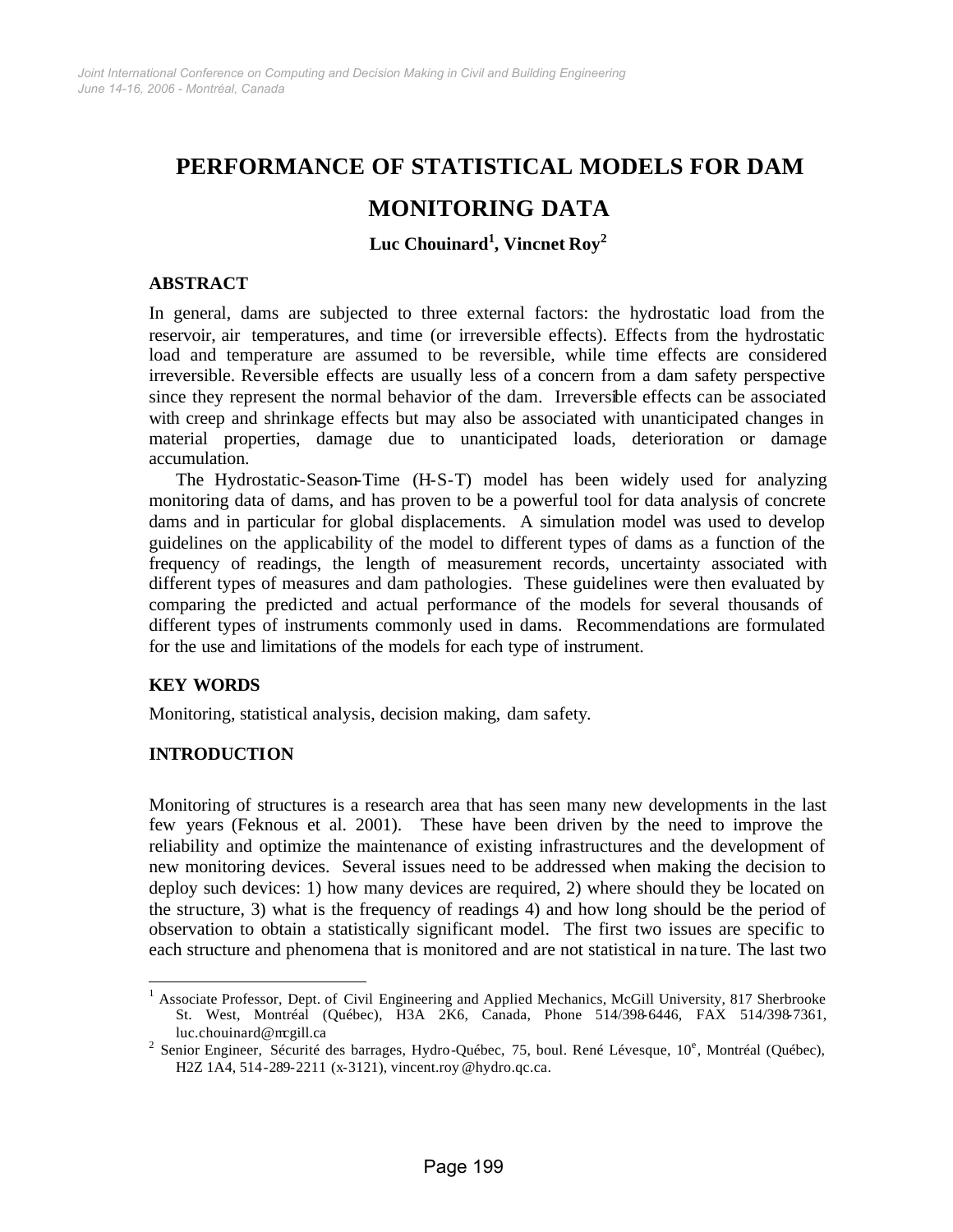# PERFORMANCE OF STATISTICAL MODELS FOR DAM MONITORING DATA

**Luc Chouinard[1], Vincnet Roy[2]**

## ABSTRACT

In general, dams are subjected to three external factors: the hydrostatic load from the reservoir, air temperatures, and time (or irreversible effects). Effects from the hydrostatic load and temperature are assumed to be reversible, while time effects are considered irreversible. Reversible effects are usually less of a concern from a dam safety perspective since they represent the normal behavior of the dam. Irreversible effects can be associated with creep and shrinkage effects but may also be associated with unanticipated changes in material properties, damage due to unanticipated loads, deterioration or damage accumulation.

The Hydrostatic-Season-Time (H-S-T) model has been widely used for analyzing monitoring data of dams, and has proven to be a powerful tool for data analysis of concrete dams and in particular for global displacements. A simulation model was used to develop guidelines on the applicability of the model to different types of dams as a function of the frequency of readings, the length of measurement records, uncertainty associated with different types of measures and dam pathologies. These guidelines were then evaluated by comparing the predicted and actual performance of the models for several thousands of different types of instruments commonly used in dams. Recommendations are formulated for the use and limitations of the models for each type of instrument.

## KEY WORDS

Monitoring, statistical analysis, decision making, dam safety.

## INTRODUCTION

Monitoring of structures is a research area that has seen many new developments in the last few years (Feknous et al. 2001). These have been driven by the need to improve the reliability and optimize the maintenance of existing infrastructures and the development of new monitoring devices. Several issues need to be addressed when making the decision to deploy such devices: 1) how many devices are required, 2) where should they be located on the structure, 3) what is the frequency of readings 4) and how long should be the period of observation to obtain a statistically significant model. The first two issues are specific to each structure and phenomena that is monitored and are not statistical in nature. The last two

---

[1] Associate Professor, Dept. of Civil Engineering and Applied Mechanics, McGill University, 817 Sherbrooke St. West, Montréal (Québec), H3A 2K6, Canada, Phone 514/398-6446, FAX 514/398-7361, luc.chouinard@mcgill.ca

[2] Senior Engineer, Sécurité des barrages, Hydro-Québec, 75, boul. René Lévesque, 10[e], Montréal (Québec), H2Z 1A4, 514-289-2211 (x-3121), vincent.roy@hydro.qc.ca.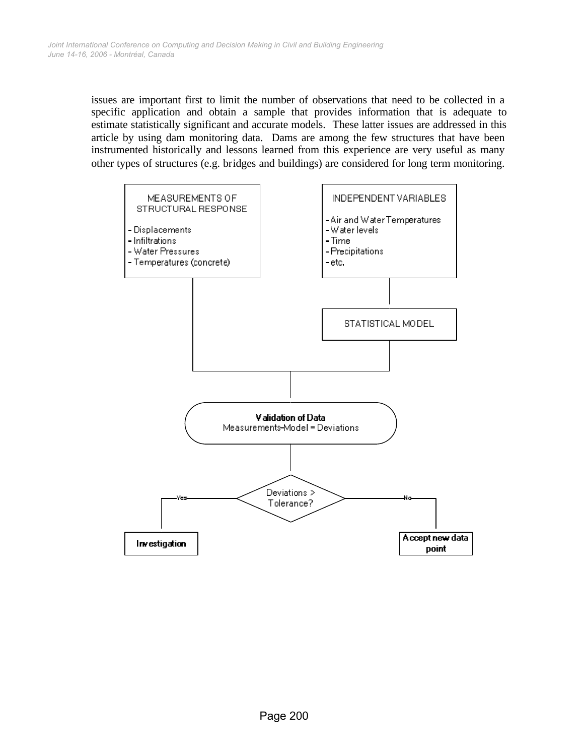issues are important first to limit the number of observations that need to be collected in a specific application and obtain a sample that provides information that is adequate to estimate statistically significant and accurate models. These latter issues are addressed in this article by using dam monitoring data. Dams are among the few structures that have been instrumented historically and lessons learned from this experience are very useful as many other types of structures (e.g. bridges and buildings) are considered for long term monitoring.

MEASUREMENTS OF STRUCTURAL RESPONSE

- Displacements
- Infiltrations
- Water Pressures
- Temperatures (concrete)

INDEPENDENT VARIABLES

- Air and Water Temperatures
- Water levels
- Time
- Precipitations
- etc.

STATISTICAL MODEL

**Validation of Data**
Measurements-Model = Deviations

Deviations > Tolerance?

Yes → **Investigation**

No → **Accept new data point**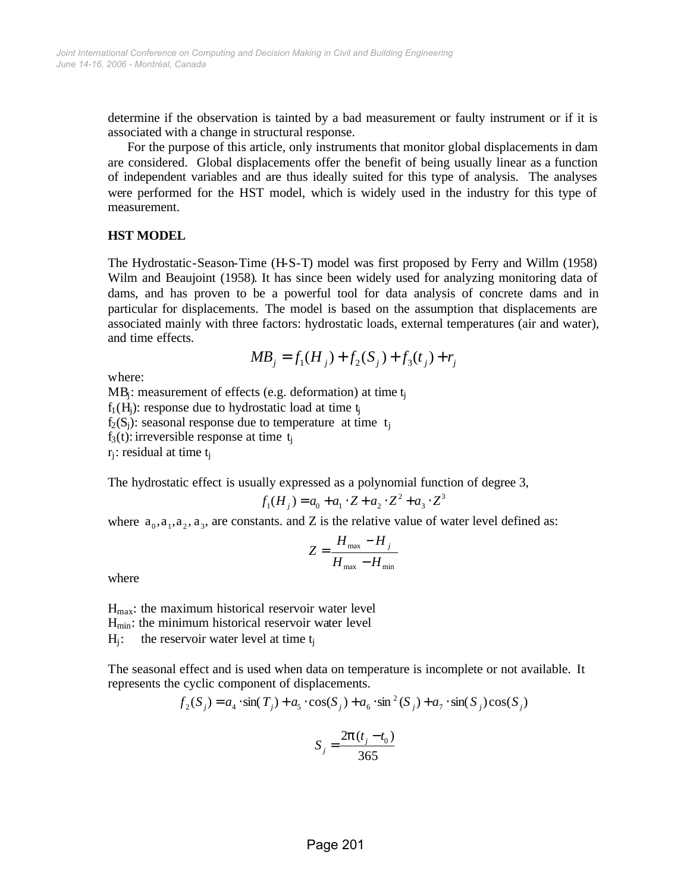determine if the observation is tainted by a bad measurement or faulty instrument or if it is associated with a change in structural response.

For the purpose of this article, only instruments that monitor global displacements in dam are considered. Global displacements offer the benefit of being usually linear as a function of independent variables and are thus ideally suited for this type of analysis. The analyses were performed for the HST model, which is widely used in the industry for this type of measurement.

## HST MODEL

The Hydrostatic-Season-Time (H-S-T) model was first proposed by Ferry and Willm (1958) Wilm and Beaujoint (1958). It has since been widely used for analyzing monitoring data of dams, and has proven to be a powerful tool for data analysis of concrete dams and in particular for displacements. The model is based on the assumption that displacements are associated mainly with three factors: hydrostatic loads, external temperatures (air and water), and time effects.

$$MB_j = f_1(H_j) + f_2(S_j) + f_3(t_j) + r_j$$

where:

$MB_j$: measurement of effects (e.g. deformation) at time $t_j$

$f_1(H_j)$: response due to hydrostatic load at time $t_j$

$f_2(S_j)$: seasonal response due to temperature at time $t_j$

$f_3(t)$: irreversible response at time $t_j$

$r_j$: residual at time $t_j$

The hydrostatic effect is usually expressed as a polynomial function of degree 3,

$$f_1(H_j) = a_0 + a_1 \cdot Z + a_2 \cdot Z^2 + a_3 \cdot Z^3$$

where $a_0, a_1, a_2, a_3$, are constants. and Z is the relative value of water level defined as:

$$Z = \frac{H_{max} - H_j}{H_{max} - H_{min}}$$

where

$H_{max}$: the maximum historical reservoir water level

$H_{min}$: the minimum historical reservoir water level

$H_j$: the reservoir water level at time $t_j$

The seasonal effect and is used when data on temperature is incomplete or not available. It represents the cyclic component of displacements.

$$f_2(S_j) = a_4 \cdot \sin(T_j) + a_5 \cdot \cos(S_j) + a_6 \cdot \sin^2(S_j) + a_7 \cdot \sin(S_j)\cos(S_j)$$

$$S_j = \frac{2\pi(t_j - t_0)}{365}$$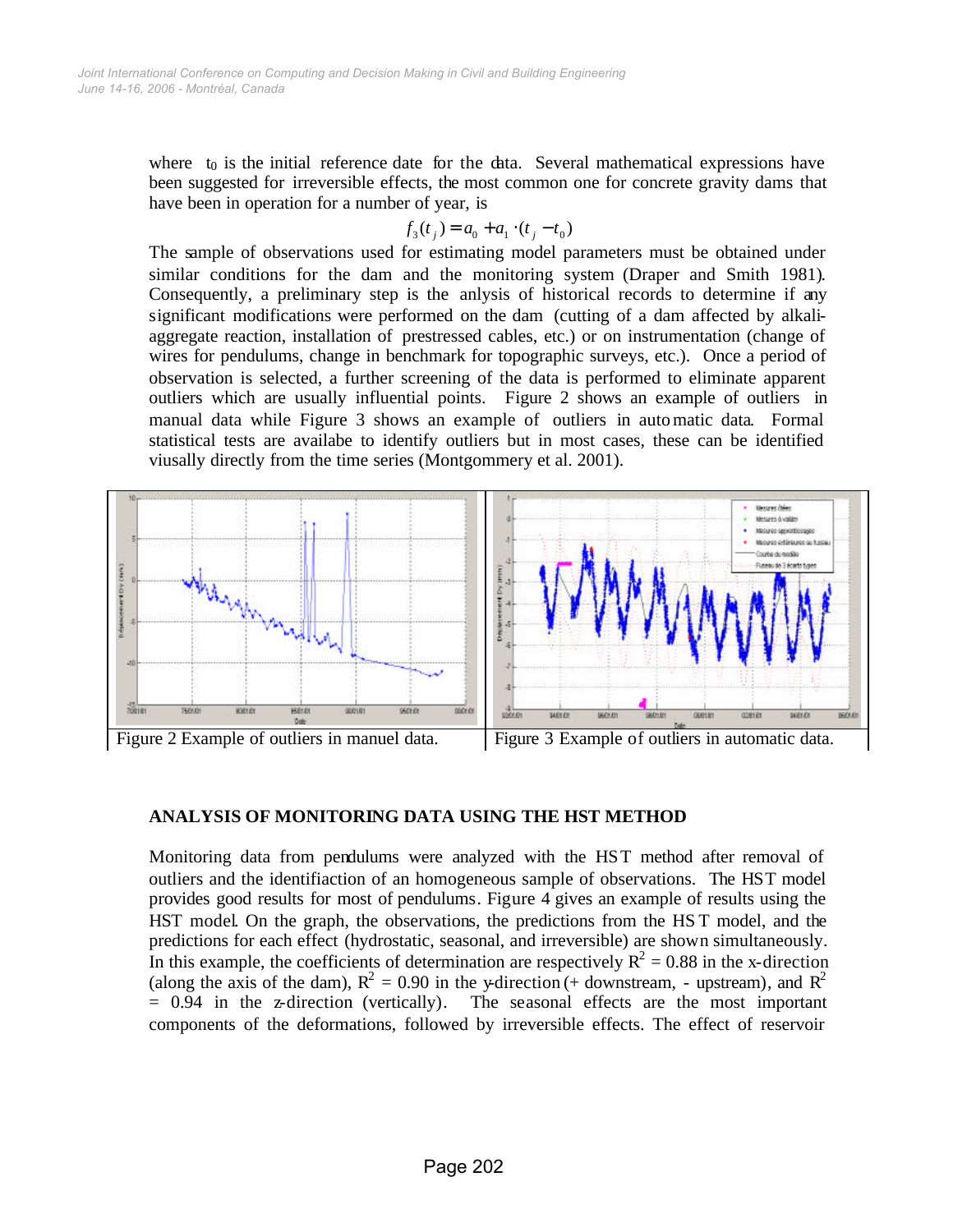where $t_0$ is the initial reference date for the data. Several mathematical expressions have been suggested for irreversible effects, the most common one for concrete gravity dams that have been in operation for a number of year, is

$$f_3(t_j) = a_0 + a_1 \cdot (t_j - t_0)$$

The sample of observations used for estimating model parameters must be obtained under similar conditions for the dam and the monitoring system (Draper and Smith 1981). Consequently, a preliminary step is the anlysis of historical records to determine if any significant modifications were performed on the dam (cutting of a dam affected by alkali-aggregate reaction, installation of prestressed cables, etc.) or on instrumentation (change of wires for pendulums, change in benchmark for topographic surveys, etc.). Once a period of observation is selected, a further screening of the data is performed to eliminate apparent outliers which are usually influential points. Figure 2 shows an example of outliers in manual data while Figure 3 shows an example of outliers in automatic data. Formal statistical tests are availabe to identify outliers but in most cases, these can be identified viusally directly from the time series (Montgommery et al. 2001).

Figure 2 Example of outliers in manuel data.

Figure 3 Example of outliers in automatic data.

## ANALYSIS OF MONITORING DATA USING THE HST METHOD

Monitoring data from pendulums were analyzed with the HST method after removal of outliers and the identifiaction of an homogeneous sample of observations. The HST model provides good results for most of pendulums. Figure 4 gives an example of results using the HST model. On the graph, the observations, the predictions from the HST model, and the predictions for each effect (hydrostatic, seasonal, and irreversible) are shown simultaneously. In this example, the coefficients of determination are respectively $R^2 = 0.88$ in the x-direction (along the axis of the dam), $R^2 = 0.90$ in the y-direction (+ downstream, - upstream), and $R^2 = 0.94$ in the z-direction (vertically). The seasonal effects are the most important components of the deformations, followed by irreversible effects. The effect of reservoir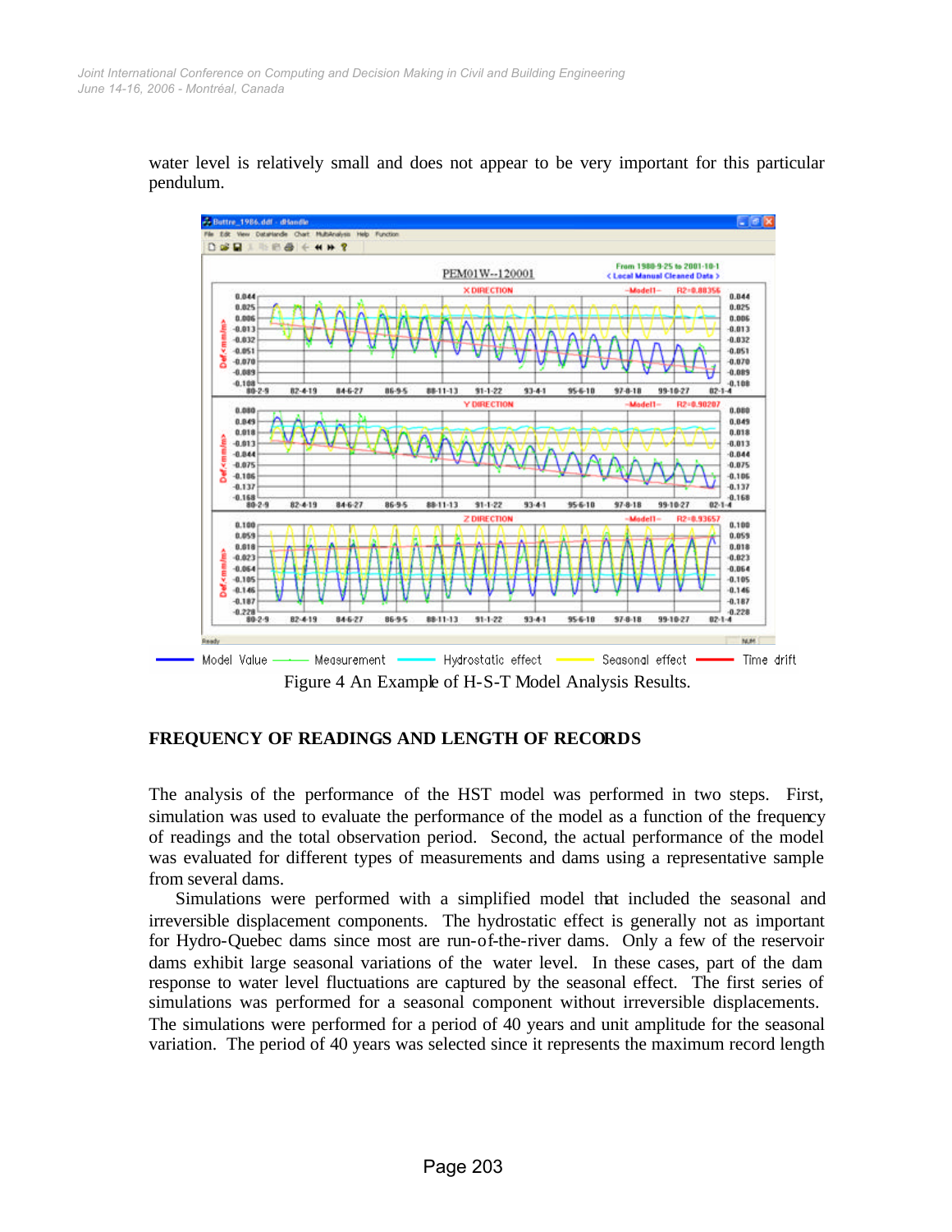water level is relatively small and does not appear to be very important for this particular pendulum.

Figure 4 An Example of H-S-T Model Analysis Results.

## FREQUENCY OF READINGS AND LENGTH OF RECORDS

The analysis of the performance of the HST model was performed in two steps. First, simulation was used to evaluate the performance of the model as a function of the frequency of readings and the total observation period. Second, the actual performance of the model was evaluated for different types of measurements and dams using a representative sample from several dams.

Simulations were performed with a simplified model that included the seasonal and irreversible displacement components. The hydrostatic effect is generally not as important for Hydro-Quebec dams since most are run-of-the-river dams. Only a few of the reservoir dams exhibit large seasonal variations of the water level. In these cases, part of the dam response to water level fluctuations are captured by the seasonal effect. The first series of simulations was performed for a seasonal component without irreversible displacements. The simulations were performed for a period of 40 years and unit amplitude for the seasonal variation. The period of 40 years was selected since it represents the maximum record length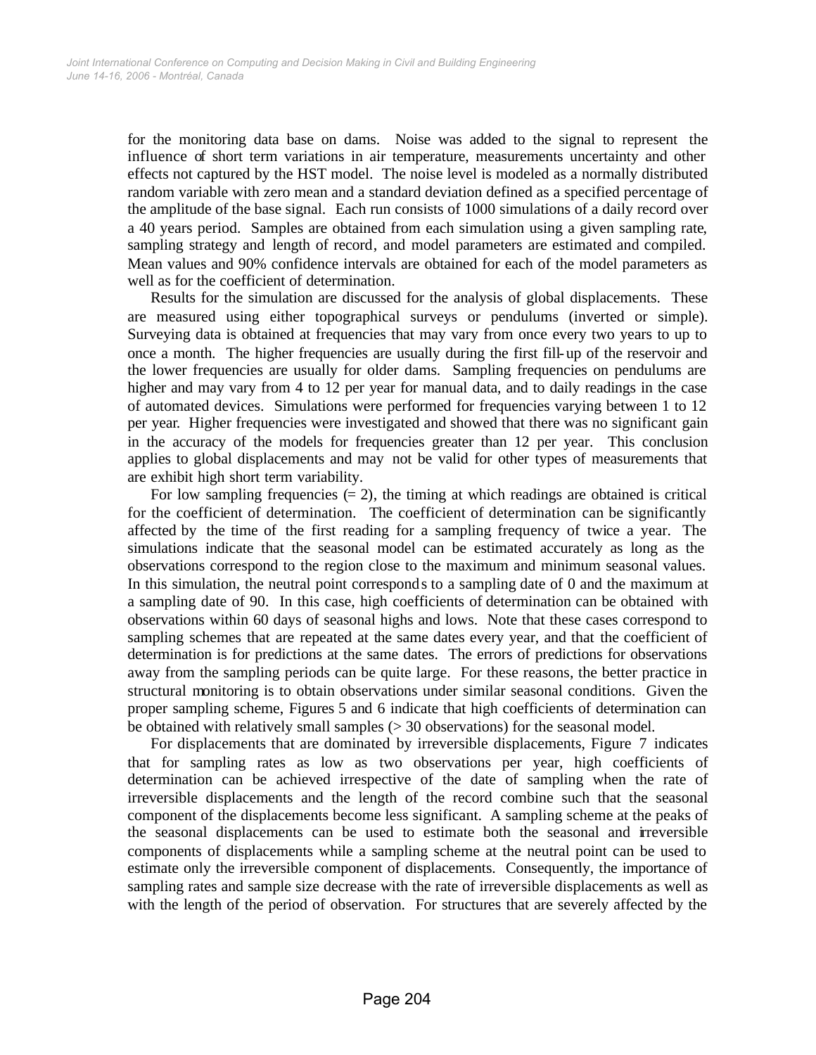for the monitoring data base on dams. Noise was added to the signal to represent the influence of short term variations in air temperature, measurements uncertainty and other effects not captured by the HST model. The noise level is modeled as a normally distributed random variable with zero mean and a standard deviation defined as a specified percentage of the amplitude of the base signal. Each run consists of 1000 simulations of a daily record over a 40 years period. Samples are obtained from each simulation using a given sampling rate, sampling strategy and length of record, and model parameters are estimated and compiled. Mean values and 90% confidence intervals are obtained for each of the model parameters as well as for the coefficient of determination.

Results for the simulation are discussed for the analysis of global displacements. These are measured using either topographical surveys or pendulums (inverted or simple). Surveying data is obtained at frequencies that may vary from once every two years to up to once a month. The higher frequencies are usually during the first fill-up of the reservoir and the lower frequencies are usually for older dams. Sampling frequencies on pendulums are higher and may vary from 4 to 12 per year for manual data, and to daily readings in the case of automated devices. Simulations were performed for frequencies varying between 1 to 12 per year. Higher frequencies were investigated and showed that there was no significant gain in the accuracy of the models for frequencies greater than 12 per year. This conclusion applies to global displacements and may not be valid for other types of measurements that are exhibit high short term variability.

For low sampling frequencies (= 2), the timing at which readings are obtained is critical for the coefficient of determination. The coefficient of determination can be significantly affected by the time of the first reading for a sampling frequency of twice a year. The simulations indicate that the seasonal model can be estimated accurately as long as the observations correspond to the region close to the maximum and minimum seasonal values. In this simulation, the neutral point corresponds to a sampling date of 0 and the maximum at a sampling date of 90. In this case, high coefficients of determination can be obtained with observations within 60 days of seasonal highs and lows. Note that these cases correspond to sampling schemes that are repeated at the same dates every year, and that the coefficient of determination is for predictions at the same dates. The errors of predictions for observations away from the sampling periods can be quite large. For these reasons, the better practice in structural monitoring is to obtain observations under similar seasonal conditions. Given the proper sampling scheme, Figures 5 and 6 indicate that high coefficients of determination can be obtained with relatively small samples (> 30 observations) for the seasonal model.

For displacements that are dominated by irreversible displacements, Figure 7 indicates that for sampling rates as low as two observations per year, high coefficients of determination can be achieved irrespective of the date of sampling when the rate of irreversible displacements and the length of the record combine such that the seasonal component of the displacements become less significant. A sampling scheme at the peaks of the seasonal displacements can be used to estimate both the seasonal and irreversible components of displacements while a sampling scheme at the neutral point can be used to estimate only the irreversible component of displacements. Consequently, the importance of sampling rates and sample size decrease with the rate of irreversible displacements as well as with the length of the period of observation. For structures that are severely affected by the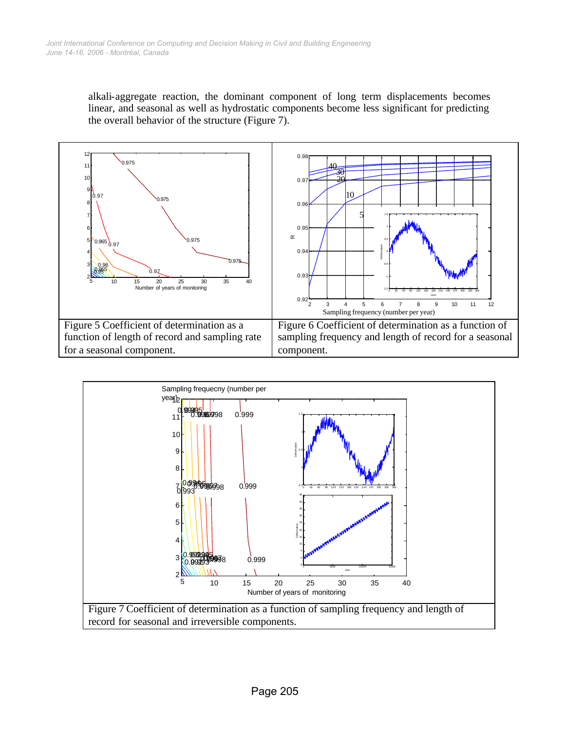alkali-aggregate reaction, the dominant component of long term displacements becomes linear, and seasonal as well as hydrostatic components become less significant for predicting the overall behavior of the structure (Figure 7).

| Figure 5 Coefficient of determination as a function of length of record and sampling rate for a seasonal component. | Figure 6 Coefficient of determination as a function of sampling frequency and length of record for a seasonal component. |
|---|---|

Figure 7 Coefficient of determination as a function of sampling frequency and length of record for seasonal and irreversible components.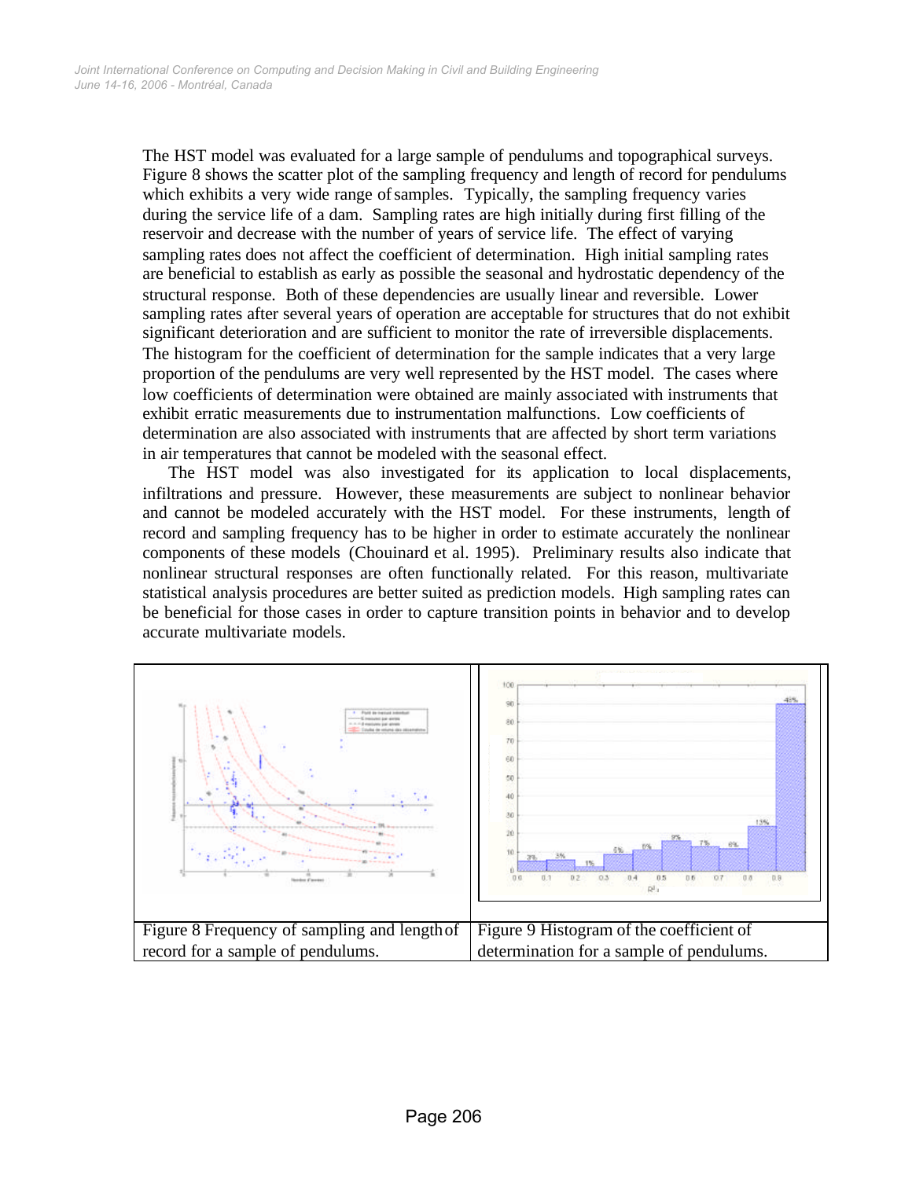The HST model was evaluated for a large sample of pendulums and topographical surveys. Figure 8 shows the scatter plot of the sampling frequency and length of record for pendulums which exhibits a very wide range of samples. Typically, the sampling frequency varies during the service life of a dam. Sampling rates are high initially during first filling of the reservoir and decrease with the number of years of service life. The effect of varying sampling rates does not affect the coefficient of determination. High initial sampling rates are beneficial to establish as early as possible the seasonal and hydrostatic dependency of the structural response. Both of these dependencies are usually linear and reversible. Lower sampling rates after several years of operation are acceptable for structures that do not exhibit significant deterioration and are sufficient to monitor the rate of irreversible displacements. The histogram for the coefficient of determination for the sample indicates that a very large proportion of the pendulums are very well represented by the HST model. The cases where low coefficients of determination were obtained are mainly associated with instruments that exhibit erratic measurements due to instrumentation malfunctions. Low coefficients of determination are also associated with instruments that are affected by short term variations in air temperatures that cannot be modeled with the seasonal effect.

The HST model was also investigated for its application to local displacements, infiltrations and pressure. However, these measurements are subject to nonlinear behavior and cannot be modeled accurately with the HST model. For these instruments, length of record and sampling frequency has to be higher in order to estimate accurately the nonlinear components of these models (Chouinard et al. 1995). Preliminary results also indicate that nonlinear structural responses are often functionally related. For this reason, multivariate statistical analysis procedures are better suited as prediction models. High sampling rates can be beneficial for those cases in order to capture transition points in behavior and to develop accurate multivariate models.

| Figure 8 Frequency of sampling and length of record for a sample of pendulums. | Figure 9 Histogram of the coefficient of determination for a sample of pendulums. |
|---|---|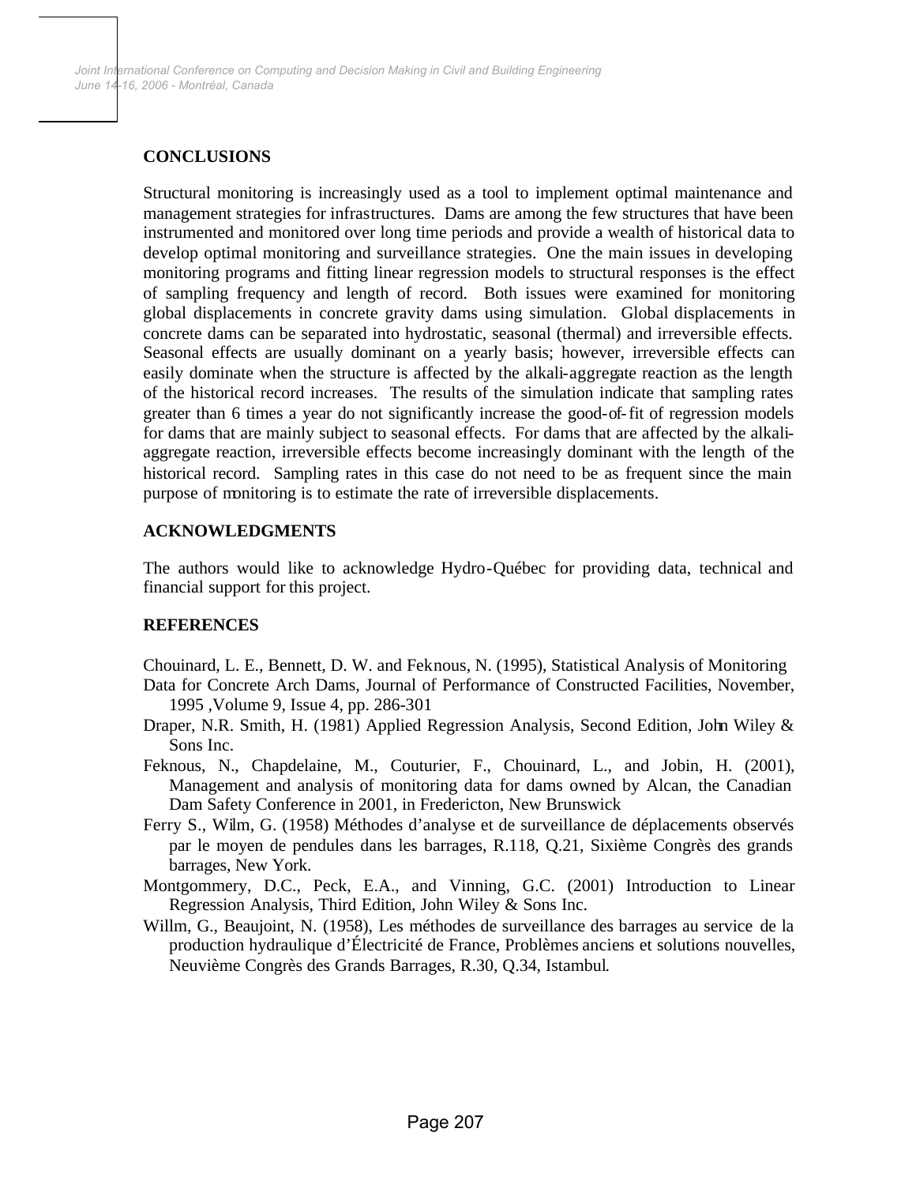## CONCLUSIONS

Structural monitoring is increasingly used as a tool to implement optimal maintenance and management strategies for infrastructures. Dams are among the few structures that have been instrumented and monitored over long time periods and provide a wealth of historical data to develop optimal monitoring and surveillance strategies. One the main issues in developing monitoring programs and fitting linear regression models to structural responses is the effect of sampling frequency and length of record. Both issues were examined for monitoring global displacements in concrete gravity dams using simulation. Global displacements in concrete dams can be separated into hydrostatic, seasonal (thermal) and irreversible effects. Seasonal effects are usually dominant on a yearly basis; however, irreversible effects can easily dominate when the structure is affected by the alkali-aggregate reaction as the length of the historical record increases. The results of the simulation indicate that sampling rates greater than 6 times a year do not significantly increase the good-of-fit of regression models for dams that are mainly subject to seasonal effects. For dams that are affected by the alkali-aggregate reaction, irreversible effects become increasingly dominant with the length of the historical record. Sampling rates in this case do not need to be as frequent since the main purpose of monitoring is to estimate the rate of irreversible displacements.

## ACKNOWLEDGMENTS

The authors would like to acknowledge Hydro-Québec for providing data, technical and financial support for this project.

## REFERENCES

Chouinard, L. E., Bennett, D. W. and Feknous, N. (1995), Statistical Analysis of Monitoring Data for Concrete Arch Dams, Journal of Performance of Constructed Facilities, November, 1995 ,Volume 9, Issue 4, pp. 286-301

Draper, N.R. Smith, H. (1981) Applied Regression Analysis, Second Edition, John Wiley & Sons Inc.

Feknous, N., Chapdelaine, M., Couturier, F., Chouinard, L., and Jobin, H. (2001), Management and analysis of monitoring data for dams owned by Alcan, the Canadian Dam Safety Conference in 2001, in Fredericton, New Brunswick

Ferry S., Wilm, G. (1958) Méthodes d'analyse et de surveillance de déplacements observés par le moyen de pendules dans les barrages, R.118, Q.21, Sixième Congrès des grands barrages, New York.

Montgommery, D.C., Peck, E.A., and Vinning, G.C. (2001) Introduction to Linear Regression Analysis, Third Edition, John Wiley & Sons Inc.

Willm, G., Beaujoint, N. (1958), Les méthodes de surveillance des barrages au service de la production hydraulique d'Électricité de France, Problèmes anciens et solutions nouvelles, Neuvième Congrès des Grands Barrages, R.30, Q.34, Istambul.